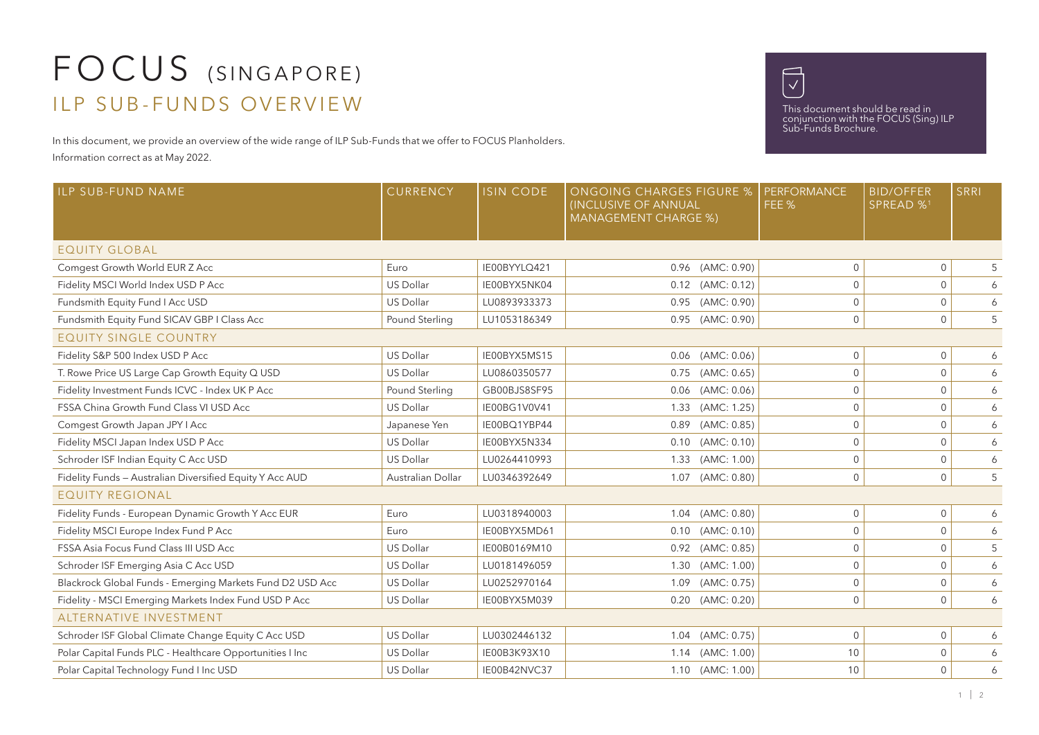# FOCUS (SINGAPORE)
## ILP SUB-FUNDS OVERVIEW

This document should be read in conjunction with the FOCUS (Sing) ILP Sub-Funds Brochure.

In this document, we provide an overview of the wide range of ILP Sub-Funds that we offer to FOCUS Planholders.

Information correct as at May 2022.

| ILP SUB-FUND NAME | CURRENCY | ISIN CODE | ONGOING CHARGES FIGURE % (INCLUSIVE OF ANNUAL MANAGEMENT CHARGE %) | PERFORMANCE FEE % | BID/OFFER SPREAD %[1] | SRRI |
|---|---|---|---|---|---|---|
| **EQUITY GLOBAL** | | | | | | |
| Comgest Growth World EUR Z Acc | Euro | IE00BYYLQ421 | 0.96 (AMC: 0.90) | 0 | 0 | 5 |
| Fidelity MSCI World Index USD P Acc | US Dollar | IE00BYX5NK04 | 0.12 (AMC: 0.12) | 0 | 0 | 6 |
| Fundsmith Equity Fund I Acc USD | US Dollar | LU0893933373 | 0.95 (AMC: 0.90) | 0 | 0 | 6 |
| Fundsmith Equity Fund SICAV GBP I Class Acc | Pound Sterling | LU1053186349 | 0.95 (AMC: 0.90) | 0 | 0 | 5 |
| **EQUITY SINGLE COUNTRY** | | | | | | |
| Fidelity S&P 500 Index USD P Acc | US Dollar | IE00BYX5MS15 | 0.06 (AMC: 0.06) | 0 | 0 | 6 |
| T. Rowe Price US Large Cap Growth Equity Q USD | US Dollar | LU0860350577 | 0.75 (AMC: 0.65) | 0 | 0 | 6 |
| Fidelity Investment Funds ICVC - Index UK P Acc | Pound Sterling | GB00BJS8SF95 | 0.06 (AMC: 0.06) | 0 | 0 | 6 |
| FSSA China Growth Fund Class VI USD Acc | US Dollar | IE00BG1V0V41 | 1.33 (AMC: 1.25) | 0 | 0 | 6 |
| Comgest Growth Japan JPY I Acc | Japanese Yen | IE00BQ1YBP44 | 0.89 (AMC: 0.85) | 0 | 0 | 6 |
| Fidelity MSCI Japan Index USD P Acc | US Dollar | IE00BYX5N334 | 0.10 (AMC: 0.10) | 0 | 0 | 6 |
| Schroder ISF Indian Equity C Acc USD | US Dollar | LU0264410993 | 1.33 (AMC: 1.00) | 0 | 0 | 6 |
| Fidelity Funds – Australian Diversified Equity Y Acc AUD | Australian Dollar | LU0346392649 | 1.07 (AMC: 0.80) | 0 | 0 | 5 |
| **EQUITY REGIONAL** | | | | | | |
| Fidelity Funds - European Dynamic Growth Y Acc EUR | Euro | LU0318940003 | 1.04 (AMC: 0.80) | 0 | 0 | 6 |
| Fidelity MSCI Europe Index Fund P Acc | Euro | IE00BYX5MD61 | 0.10 (AMC: 0.10) | 0 | 0 | 6 |
| FSSA Asia Focus Fund Class III USD Acc | US Dollar | IE00B0169M10 | 0.92 (AMC: 0.85) | 0 | 0 | 5 |
| Schroder ISF Emerging Asia C Acc USD | US Dollar | LU0181496059 | 1.30 (AMC: 1.00) | 0 | 0 | 6 |
| Blackrock Global Funds - Emerging Markets Fund D2 USD Acc | US Dollar | LU0252970164 | 1.09 (AMC: 0.75) | 0 | 0 | 6 |
| Fidelity - MSCI Emerging Markets Index Fund USD P Acc | US Dollar | IE00BYX5M039 | 0.20 (AMC: 0.20) | 0 | 0 | 6 |
| **ALTERNATIVE INVESTMENT** | | | | | | |
| Schroder ISF Global Climate Change Equity C Acc USD | US Dollar | LU0302446132 | 1.04 (AMC: 0.75) | 0 | 0 | 6 |
| Polar Capital Funds PLC - Healthcare Opportunities I Inc | US Dollar | IE00B3K93X10 | 1.14 (AMC: 1.00) | 10 | 0 | 6 |
| Polar Capital Technology Fund I Inc USD | US Dollar | IE00B42NVC37 | 1.10 (AMC: 1.00) | 10 | 0 | 6 |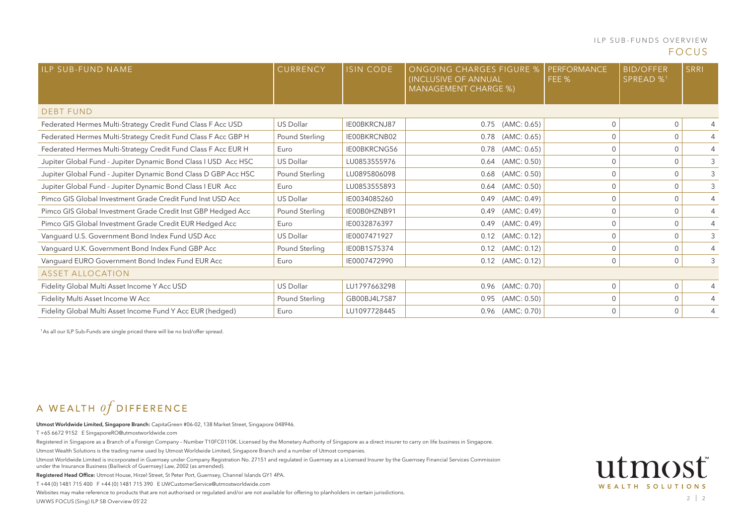ILP SUB-FUNDS OVERVIEW

# FOCUS

| ILP SUB-FUND NAME | CURRENCY | ISIN CODE | ONGOING CHARGES FIGURE % (INCLUSIVE OF ANNUAL MANAGEMENT CHARGE %) | PERFORMANCE FEE % | BID/OFFER SPREAD %[1] | SRRI |
|---|---|---|---|---|---|---|
| **DEBT FUND** | | | | | | |
| Federated Hermes Multi-Strategy Credit Fund Class F Acc USD | US Dollar | IE00BKRCNJ87 | 0.75 (AMC: 0.65) | 0 | 0 | 4 |
| Federated Hermes Multi-Strategy Credit Fund Class F Acc GBP H | Pound Sterling | IE00BKRCNB02 | 0.78 (AMC: 0.65) | 0 | 0 | 4 |
| Federated Hermes Multi-Strategy Credit Fund Class F Acc EUR H | Euro | IE00BKRCNG56 | 0.78 (AMC: 0.65) | 0 | 0 | 4 |
| Jupiter Global Fund - Jupiter Dynamic Bond Class I USD Acc HSC | US Dollar | LU0853555976 | 0.64 (AMC: 0.50) | 0 | 0 | 3 |
| Jupiter Global Fund - Jupiter Dynamic Bond Class D GBP Acc HSC | Pound Sterling | LU0895806098 | 0.68 (AMC: 0.50) | 0 | 0 | 3 |
| Jupiter Global Fund - Jupiter Dynamic Bond Class I EUR Acc | Euro | LU0853555893 | 0.64 (AMC: 0.50) | 0 | 0 | 3 |
| Pimco GIS Global Investment Grade Credit Fund Inst USD Acc | US Dollar | IE0034085260 | 0.49 (AMC: 0.49) | 0 | 0 | 4 |
| Pimco GIS Global Investment Grade Credit Inst GBP Hedged Acc | Pound Sterling | IE00B0HZNB91 | 0.49 (AMC: 0.49) | 0 | 0 | 4 |
| Pimco GIS Global Investment Grade Credit EUR Hedged Acc | Euro | IE0032876397 | 0.49 (AMC: 0.49) | 0 | 0 | 4 |
| Vanguard U.S. Government Bond Index Fund USD Acc | US Dollar | IE0007471927 | 0.12 (AMC: 0.12) | 0 | 0 | 3 |
| Vanguard U.K. Government Bond Index Fund GBP Acc | Pound Sterling | IE00B1S75374 | 0.12 (AMC: 0.12) | 0 | 0 | 4 |
| Vanguard EURO Government Bond Index Fund EUR Acc | Euro | IE0007472990 | 0.12 (AMC: 0.12) | 0 | 0 | 3 |
| **ASSET ALLOCATION** | | | | | | |
| Fidelity Global Multi Asset Income Y Acc USD | US Dollar | LU1797663298 | 0.96 (AMC: 0.70) | 0 | 0 | 4 |
| Fidelity Multi Asset Income W Acc | Pound Sterling | GB00BJ4L7S87 | 0.95 (AMC: 0.50) | 0 | 0 | 4 |
| Fidelity Global Multi Asset Income Fund Y Acc EUR (hedged) | Euro | LU1097728445 | 0.96 (AMC: 0.70) | 0 | 0 | 4 |

[1] As all our ILP Sub-Funds are single priced there will be no bid/offer spread.

A WEALTH *of* DIFFERENCE

**Utmost Worldwide Limited, Singapore Branch:** CapitaGreen #06-02, 138 Market Street, Singapore 048946.

T +65 6672 9152 E SingaporeRO@utmostworldwide.com

Registered in Singapore as a Branch of a Foreign Company – Number T10FC0110K. Licensed by the Monetary Authority of Singapore as a direct insurer to carry on life business in Singapore.

Utmost Wealth Solutions is the trading name used by Utmost Worldwide Limited, Singapore Branch and a number of Utmost companies.

Utmost Worldwide Limited is incorporated in Guernsey under Company Registration No. 27151 and regulated in Guernsey as a Licensed Insurer by the Guernsey Financial Services Commission under the Insurance Business (Bailiwick of Guernsey) Law, 2002 (as amended).

**Registered Head Office:** Utmost House, Hirzel Street, St Peter Port, Guernsey, Channel Islands GY1 4PA.

T +44 (0) 1481 715 400 F +44 (0) 1481 715 390 E UWCustomerService@utmostworldwide.com

Websites may make reference to products that are not authorised or regulated and/or are not available for offering to planholders in certain jurisdictions.

UWWS FOCUS (Sing) ILP SB Overview 05'22

utmost™ WEALTH SOLUTIONS